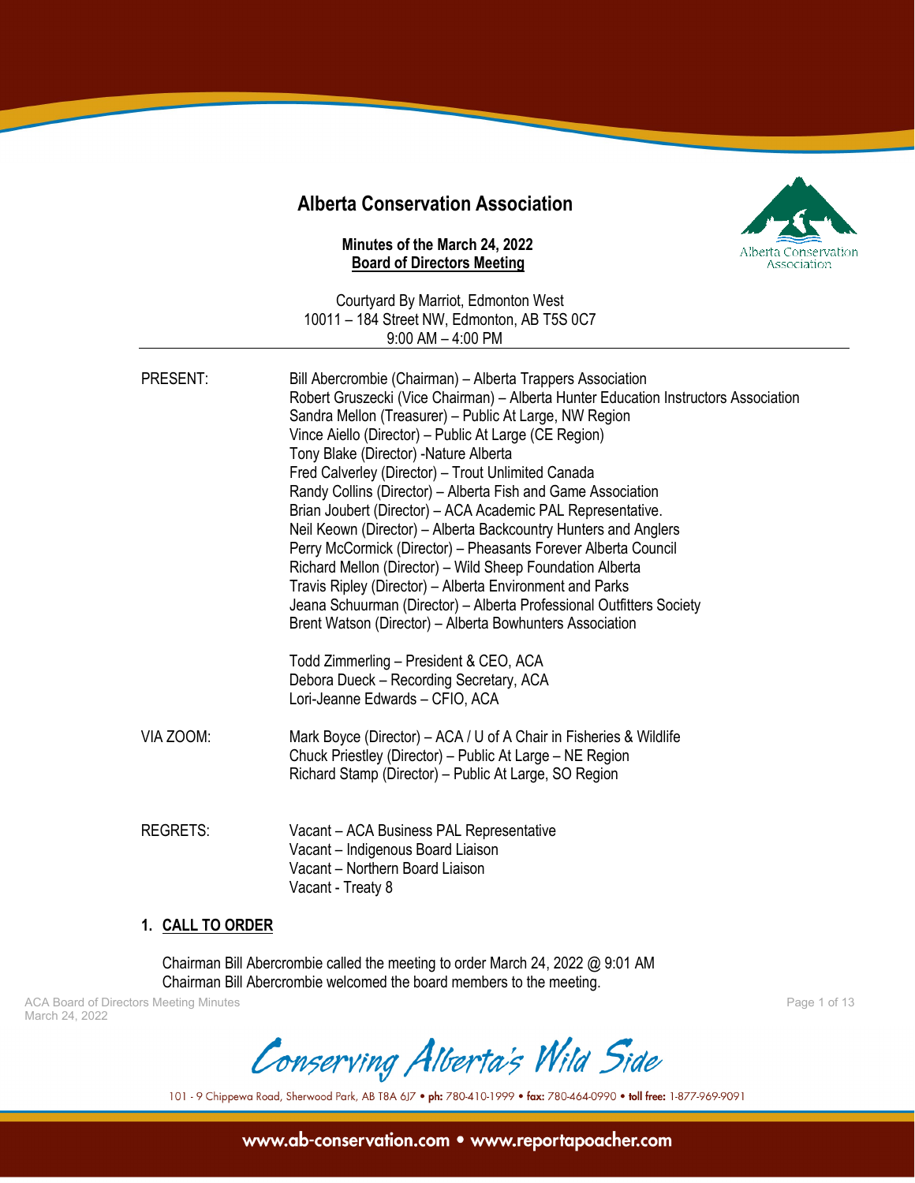# Alberta Conservation Association

**Minutes of the March 24, 2022**
**Board of Directors Meeting**

Courtyard By Marriot, Edmonton West
10011 – 184 Street NW, Edmonton, AB T5S 0C7
9:00 AM – 4:00 PM

---

| | |
|---|---|
| PRESENT: | Bill Abercrombie (Chairman) – Alberta Trappers Association<br>Robert Gruszecki (Vice Chairman) – Alberta Hunter Education Instructors Association<br>Sandra Mellon (Treasurer) – Public At Large, NW Region<br>Vince Aiello (Director) – Public At Large (CE Region)<br>Tony Blake (Director) -Nature Alberta<br>Fred Calverley (Director) – Trout Unlimited Canada<br>Randy Collins (Director) – Alberta Fish and Game Association<br>Brian Joubert (Director) – ACA Academic PAL Representative.<br>Neil Keown (Director) – Alberta Backcountry Hunters and Anglers<br>Perry McCormick (Director) – Pheasants Forever Alberta Council<br>Richard Mellon (Director) – Wild Sheep Foundation Alberta<br>Travis Ripley (Director) – Alberta Environment and Parks<br>Jeana Schuurman (Director) – Alberta Professional Outfitters Society<br>Brent Watson (Director) – Alberta Bowhunters Association<br><br>Todd Zimmerling – President & CEO, ACA<br>Debora Dueck – Recording Secretary, ACA<br>Lori-Jeanne Edwards – CFIO, ACA |
| VIA ZOOM: | Mark Boyce (Director) – ACA / U of A Chair in Fisheries & Wildlife<br>Chuck Priestley (Director) – Public At Large – NE Region<br>Richard Stamp (Director) – Public At Large, SO Region |
| REGRETS: | Vacant – ACA Business PAL Representative<br>Vacant – Indigenous Board Liaison<br>Vacant – Northern Board Liaison<br>Vacant - Treaty 8 |

## 1. CALL TO ORDER

Chairman Bill Abercrombie called the meeting to order March 24, 2022 @ 9:01 AM
Chairman Bill Abercrombie welcomed the board members to the meeting.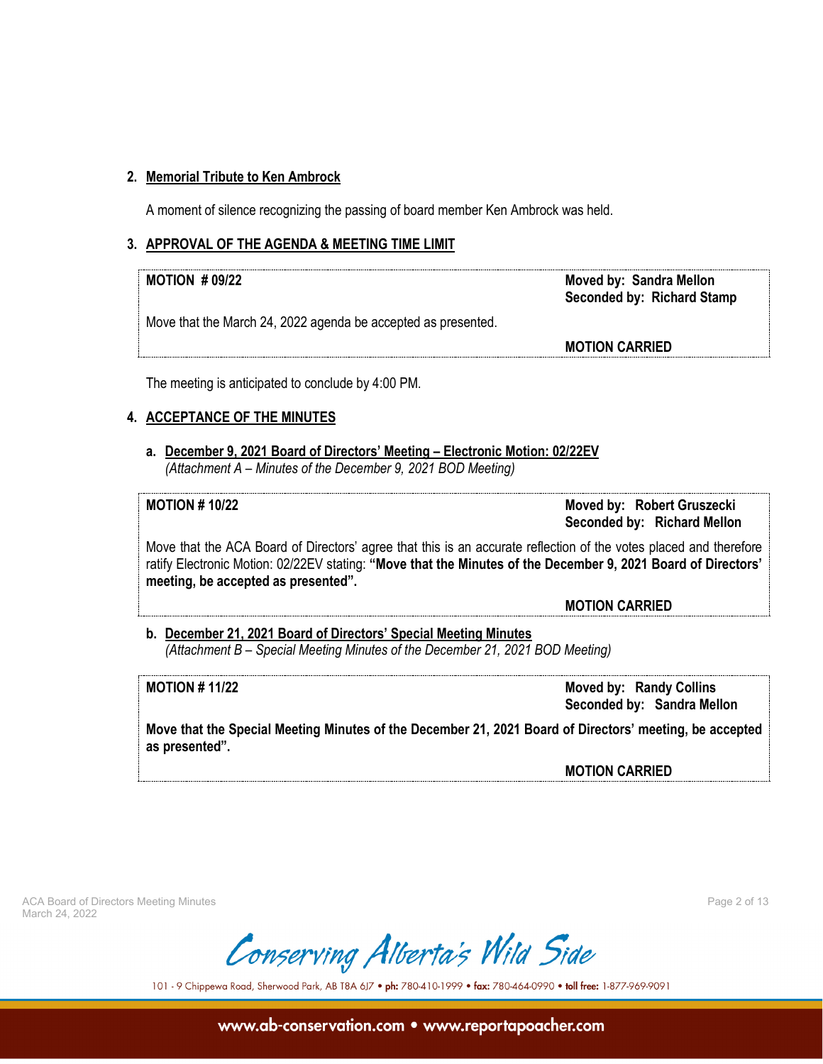## 2. Memorial Tribute to Ken Ambrock

A moment of silence recognizing the passing of board member Ken Ambrock was held.

## 3. APPROVAL OF THE AGENDA & MEETING TIME LIMIT

**MOTION # 09/22** — **Moved by: Sandra Mellon** / **Seconded by: Richard Stamp**

Move that the March 24, 2022 agenda be accepted as presented.

**MOTION CARRIED**

The meeting is anticipated to conclude by 4:00 PM.

## 4. ACCEPTANCE OF THE MINUTES

### a. December 9, 2021 Board of Directors' Meeting – Electronic Motion: 02/22EV

*(Attachment A – Minutes of the December 9, 2021 BOD Meeting)*

**MOTION # 10/22** — **Moved by: Robert Gruszecki** / **Seconded by: Richard Mellon**

Move that the ACA Board of Directors' agree that this is an accurate reflection of the votes placed and therefore ratify Electronic Motion: 02/22EV stating: **"Move that the Minutes of the December 9, 2021 Board of Directors' meeting, be accepted as presented".**

**MOTION CARRIED**

### b. December 21, 2021 Board of Directors' Special Meeting Minutes

*(Attachment B – Special Meeting Minutes of the December 21, 2021 BOD Meeting)*

**MOTION # 11/22** — **Moved by: Randy Collins** / **Seconded by: Sandra Mellon**

**Move that the Special Meeting Minutes of the December 21, 2021 Board of Directors' meeting, be accepted as presented".**

**MOTION CARRIED**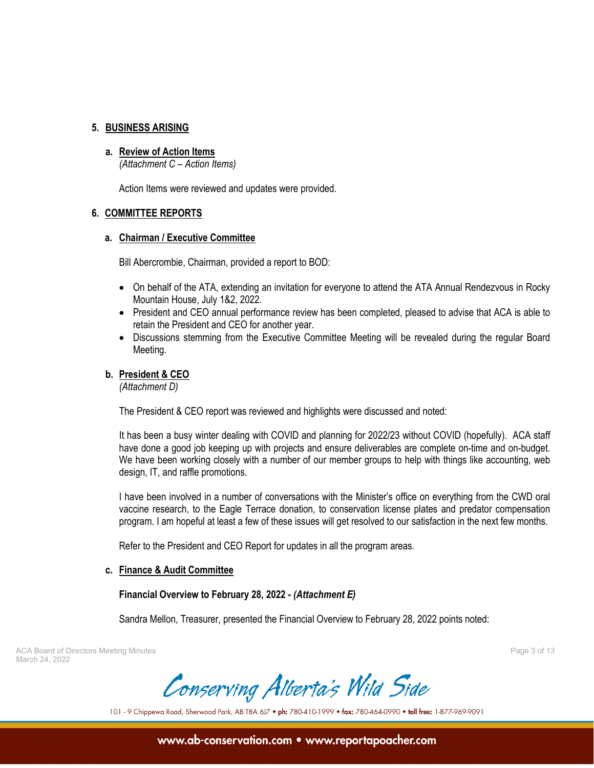## 5. BUSINESS ARISING

### a. Review of Action Items

*(Attachment C – Action Items)*

Action Items were reviewed and updates were provided.

## 6. COMMITTEE REPORTS

### a. Chairman / Executive Committee

Bill Abercrombie, Chairman, provided a report to BOD:

- On behalf of the ATA, extending an invitation for everyone to attend the ATA Annual Rendezvous in Rocky Mountain House, July 1&2, 2022.
- President and CEO annual performance review has been completed, pleased to advise that ACA is able to retain the President and CEO for another year.
- Discussions stemming from the Executive Committee Meeting will be revealed during the regular Board Meeting.

### b. President & CEO

*(Attachment D)*

The President & CEO report was reviewed and highlights were discussed and noted:

It has been a busy winter dealing with COVID and planning for 2022/23 without COVID (hopefully). ACA staff have done a good job keeping up with projects and ensure deliverables are complete on-time and on-budget. We have been working closely with a number of our member groups to help with things like accounting, web design, IT, and raffle promotions.

I have been involved in a number of conversations with the Minister's office on everything from the CWD oral vaccine research, to the Eagle Terrace donation, to conservation license plates and predator compensation program. I am hopeful at least a few of these issues will get resolved to our satisfaction in the next few months.

Refer to the President and CEO Report for updates in all the program areas.

### c. Finance & Audit Committee

**Financial Overview to February 28, 2022 -** ***(Attachment E)***

Sandra Mellon, Treasurer, presented the Financial Overview to February 28, 2022 points noted: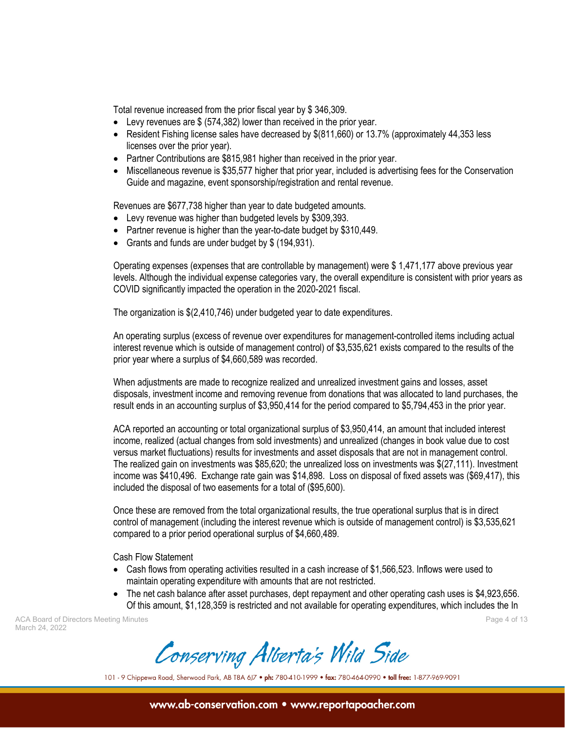Total revenue increased from the prior fiscal year by $ 346,309.

- Levy revenues are $ (574,382) lower than received in the prior year.
- Resident Fishing license sales have decreased by $(811,660) or 13.7% (approximately 44,353 less licenses over the prior year).
- Partner Contributions are $815,981 higher than received in the prior year.
- Miscellaneous revenue is $35,577 higher that prior year, included is advertising fees for the Conservation Guide and magazine, event sponsorship/registration and rental revenue.

Revenues are $677,738 higher than year to date budgeted amounts.

- Levy revenue was higher than budgeted levels by $309,393.
- Partner revenue is higher than the year-to-date budget by $310,449.
- Grants and funds are under budget by $ (194,931).

Operating expenses (expenses that are controllable by management) were $ 1,471,177 above previous year levels. Although the individual expense categories vary, the overall expenditure is consistent with prior years as COVID significantly impacted the operation in the 2020-2021 fiscal.

The organization is $(2,410,746) under budgeted year to date expenditures.

An operating surplus (excess of revenue over expenditures for management-controlled items including actual interest revenue which is outside of management control) of $3,535,621 exists compared to the results of the prior year where a surplus of $4,660,589 was recorded.

When adjustments are made to recognize realized and unrealized investment gains and losses, asset disposals, investment income and removing revenue from donations that was allocated to land purchases, the result ends in an accounting surplus of $3,950,414 for the period compared to $5,794,453 in the prior year.

ACA reported an accounting or total organizational surplus of $3,950,414, an amount that included interest income, realized (actual changes from sold investments) and unrealized (changes in book value due to cost versus market fluctuations) results for investments and asset disposals that are not in management control. The realized gain on investments was $85,620; the unrealized loss on investments was $(27,111). Investment income was $410,496. Exchange rate gain was $14,898. Loss on disposal of fixed assets was ($69,417), this included the disposal of two easements for a total of ($95,600).

Once these are removed from the total organizational results, the true operational surplus that is in direct control of management (including the interest revenue which is outside of management control) is $3,535,621 compared to a prior period operational surplus of $4,660,489.

Cash Flow Statement

- Cash flows from operating activities resulted in a cash increase of $1,566,523. Inflows were used to maintain operating expenditure with amounts that are not restricted.
- The net cash balance after asset purchases, dept repayment and other operating cash uses is $4,923,656. Of this amount, $1,128,359 is restricted and not available for operating expenditures, which includes the In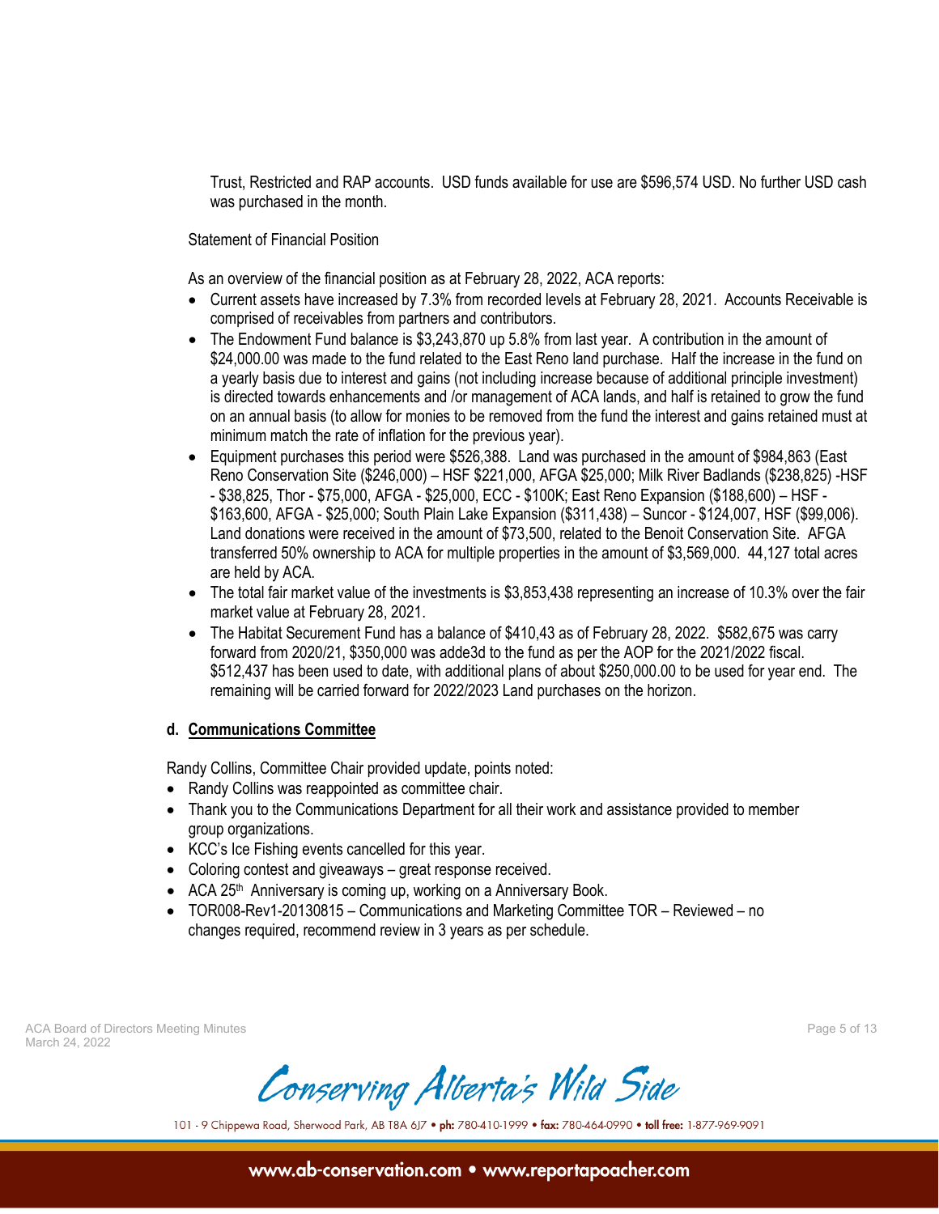Trust, Restricted and RAP accounts. USD funds available for use are $596,574 USD. No further USD cash was purchased in the month.

Statement of Financial Position

As an overview of the financial position as at February 28, 2022, ACA reports:

- Current assets have increased by 7.3% from recorded levels at February 28, 2021. Accounts Receivable is comprised of receivables from partners and contributors.
- The Endowment Fund balance is $3,243,870 up 5.8% from last year. A contribution in the amount of $24,000.00 was made to the fund related to the East Reno land purchase. Half the increase in the fund on a yearly basis due to interest and gains (not including increase because of additional principle investment) is directed towards enhancements and /or management of ACA lands, and half is retained to grow the fund on an annual basis (to allow for monies to be removed from the fund the interest and gains retained must at minimum match the rate of inflation for the previous year).
- Equipment purchases this period were $526,388. Land was purchased in the amount of $984,863 (East Reno Conservation Site ($246,000) – HSF $221,000, AFGA $25,000; Milk River Badlands ($238,825) -HSF - $38,825, Thor - $75,000, AFGA - $25,000, ECC - $100K; East Reno Expansion ($188,600) – HSF - $163,600, AFGA - $25,000; South Plain Lake Expansion ($311,438) – Suncor - $124,007, HSF ($99,006). Land donations were received in the amount of $73,500, related to the Benoit Conservation Site. AFGA transferred 50% ownership to ACA for multiple properties in the amount of $3,569,000. 44,127 total acres are held by ACA.
- The total fair market value of the investments is $3,853,438 representing an increase of 10.3% over the fair market value at February 28, 2021.
- The Habitat Securement Fund has a balance of $410,43 as of February 28, 2022. $582,675 was carry forward from 2020/21, $350,000 was adde3d to the fund as per the AOP for the 2021/2022 fiscal. $512,437 has been used to date, with additional plans of about $250,000.00 to be used for year end. The remaining will be carried forward for 2022/2023 Land purchases on the horizon.

**d. <u>Communications Committee</u>**

Randy Collins, Committee Chair provided update, points noted:

- Randy Collins was reappointed as committee chair.
- Thank you to the Communications Department for all their work and assistance provided to member group organizations.
- KCC's Ice Fishing events cancelled for this year.
- Coloring contest and giveaways – great response received.
- ACA 25th Anniversary is coming up, working on a Anniversary Book.
- TOR008-Rev1-20130815 – Communications and Marketing Committee TOR – Reviewed – no changes required, recommend review in 3 years as per schedule.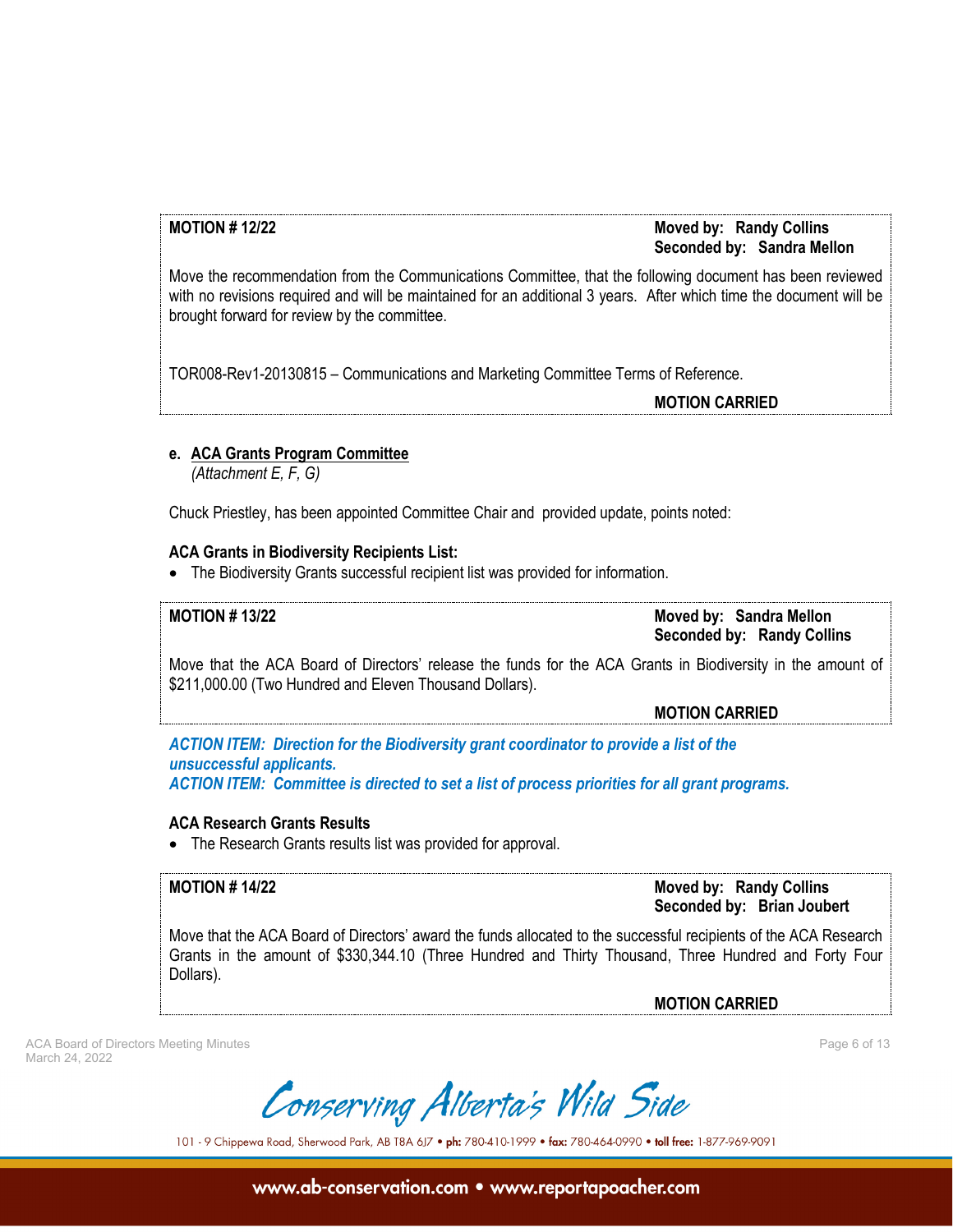**MOTION # 12/22**

**Moved by: Randy Collins**
**Seconded by: Sandra Mellon**

Move the recommendation from the Communications Committee, that the following document has been reviewed with no revisions required and will be maintained for an additional 3 years. After which time the document will be brought forward for review by the committee.

TOR008-Rev1-20130815 – Communications and Marketing Committee Terms of Reference.

**MOTION CARRIED**

**e. ACA Grants Program Committee**
*(Attachment E, F, G)*

Chuck Priestley, has been appointed Committee Chair and provided update, points noted:

**ACA Grants in Biodiversity Recipients List:**

- The Biodiversity Grants successful recipient list was provided for information.

**MOTION # 13/22**

**Moved by: Sandra Mellon**
**Seconded by: Randy Collins**

Move that the ACA Board of Directors' release the funds for the ACA Grants in Biodiversity in the amount of $211,000.00 (Two Hundred and Eleven Thousand Dollars).

**MOTION CARRIED**

***ACTION ITEM: Direction for the Biodiversity grant coordinator to provide a list of the unsuccessful applicants.***
***ACTION ITEM: Committee is directed to set a list of process priorities for all grant programs.***

**ACA Research Grants Results**

- The Research Grants results list was provided for approval.

**MOTION # 14/22**

**Moved by: Randy Collins**
**Seconded by: Brian Joubert**

Move that the ACA Board of Directors' award the funds allocated to the successful recipients of the ACA Research Grants in the amount of $330,344.10 (Three Hundred and Thirty Thousand, Three Hundred and Forty Four Dollars).

**MOTION CARRIED**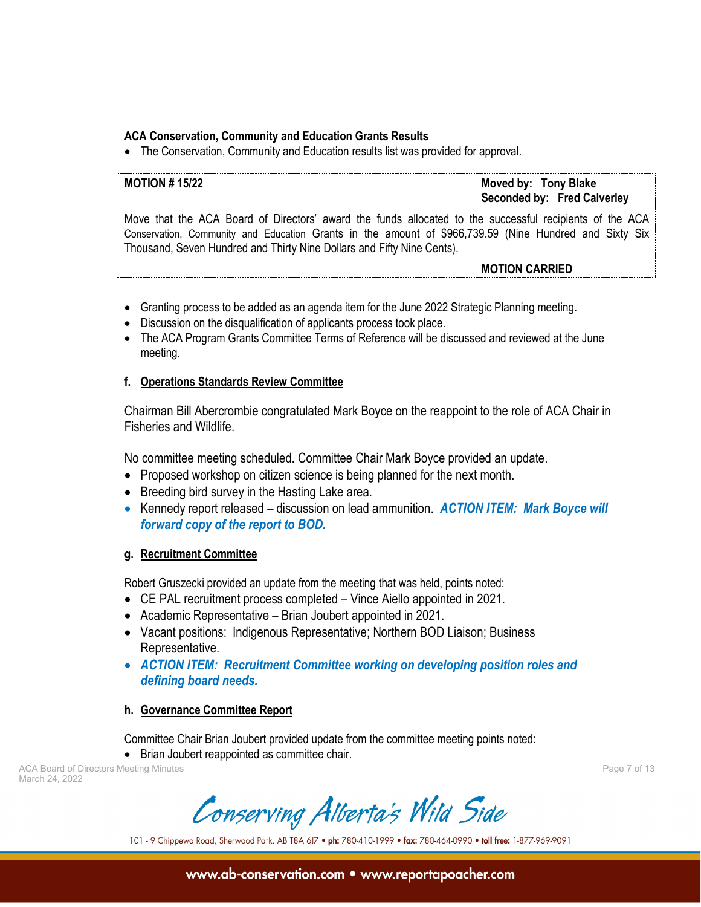**ACA Conservation, Community and Education Grants Results**

- The Conservation, Community and Education results list was provided for approval.

**MOTION # 15/22**

**Moved by: Tony Blake**
**Seconded by: Fred Calverley**

Move that the ACA Board of Directors' award the funds allocated to the successful recipients of the ACA Conservation, Community and Education Grants in the amount of $966,739.59 (Nine Hundred and Sixty Six Thousand, Seven Hundred and Thirty Nine Dollars and Fifty Nine Cents).

**MOTION CARRIED**

- Granting process to be added as an agenda item for the June 2022 Strategic Planning meeting.
- Discussion on the disqualification of applicants process took place.
- The ACA Program Grants Committee Terms of Reference will be discussed and reviewed at the June meeting.

#### f. Operations Standards Review Committee

Chairman Bill Abercrombie congratulated Mark Boyce on the reappoint to the role of ACA Chair in Fisheries and Wildlife.

No committee meeting scheduled. Committee Chair Mark Boyce provided an update.

- Proposed workshop on citizen science is being planned for the next month.
- Breeding bird survey in the Hasting Lake area.
- Kennedy report released – discussion on lead ammunition. ***ACTION ITEM: Mark Boyce will forward copy of the report to BOD.***

#### g. Recruitment Committee

Robert Gruszecki provided an update from the meeting that was held, points noted:

- CE PAL recruitment process completed – Vince Aiello appointed in 2021.
- Academic Representative – Brian Joubert appointed in 2021.
- Vacant positions: Indigenous Representative; Northern BOD Liaison; Business Representative.
- ***ACTION ITEM: Recruitment Committee working on developing position roles and defining board needs.***

#### h. Governance Committee Report

Committee Chair Brian Joubert provided update from the committee meeting points noted:

- Brian Joubert reappointed as committee chair.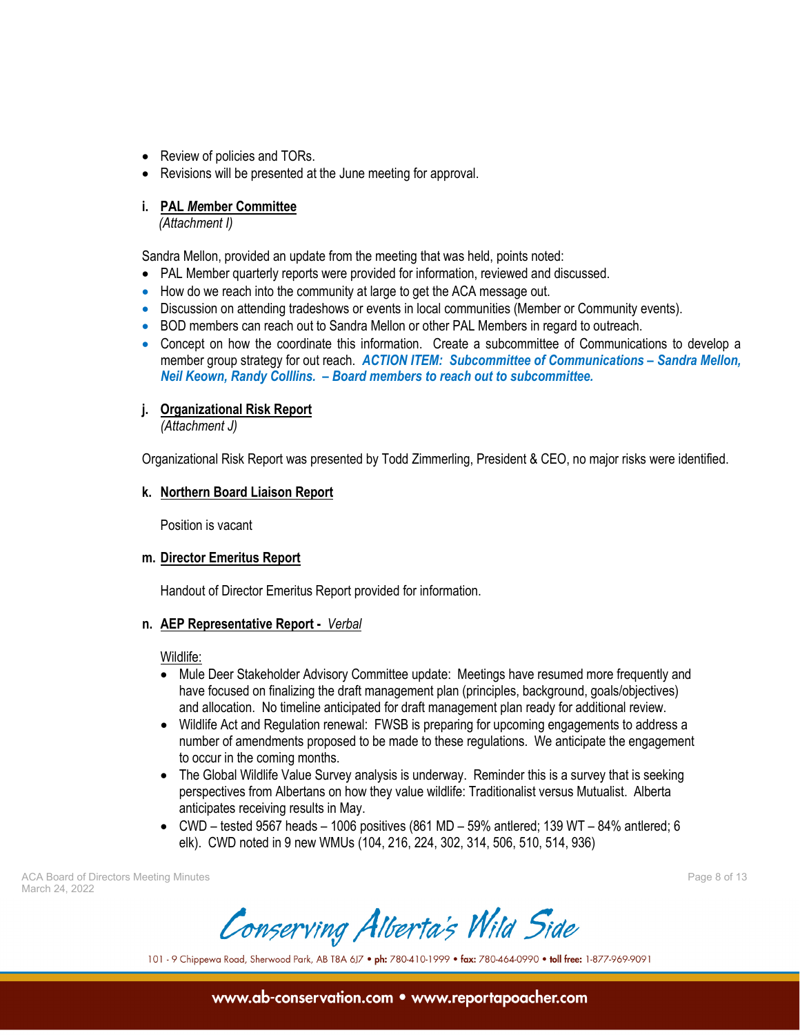- Review of policies and TORs.
- Revisions will be presented at the June meeting for approval.

**i. PAL *M*ember Committee**
*(Attachment I)*

Sandra Mellon, provided an update from the meeting that was held, points noted:

- PAL Member quarterly reports were provided for information, reviewed and discussed.
- How do we reach into the community at large to get the ACA message out.
- Discussion on attending tradeshows or events in local communities (Member or Community events).
- BOD members can reach out to Sandra Mellon or other PAL Members in regard to outreach.
- Concept on how the coordinate this information. Create a subcommittee of Communications to develop a member group strategy for out reach. ***ACTION ITEM: Subcommittee of Communications – Sandra Mellon, Neil Keown, Randy Colllins. – Board members to reach out to subcommittee.***

**j. Organizational Risk Report**
*(Attachment J)*

Organizational Risk Report was presented by Todd Zimmerling, President & CEO, no major risks were identified.

**k. Northern Board Liaison Report**

Position is vacant

**m. Director Emeritus Report**

Handout of Director Emeritus Report provided for information.

**n. AEP Representative Report -** *Verbal*

Wildlife:

- Mule Deer Stakeholder Advisory Committee update: Meetings have resumed more frequently and have focused on finalizing the draft management plan (principles, background, goals/objectives) and allocation. No timeline anticipated for draft management plan ready for additional review.
- Wildlife Act and Regulation renewal: FWSB is preparing for upcoming engagements to address a number of amendments proposed to be made to these regulations. We anticipate the engagement to occur in the coming months.
- The Global Wildlife Value Survey analysis is underway. Reminder this is a survey that is seeking perspectives from Albertans on how they value wildlife: Traditionalist versus Mutualist. Alberta anticipates receiving results in May.
- CWD – tested 9567 heads – 1006 positives (861 MD – 59% antlered; 139 WT – 84% antlered; 6 elk). CWD noted in 9 new WMUs (104, 216, 224, 302, 314, 506, 510, 514, 936)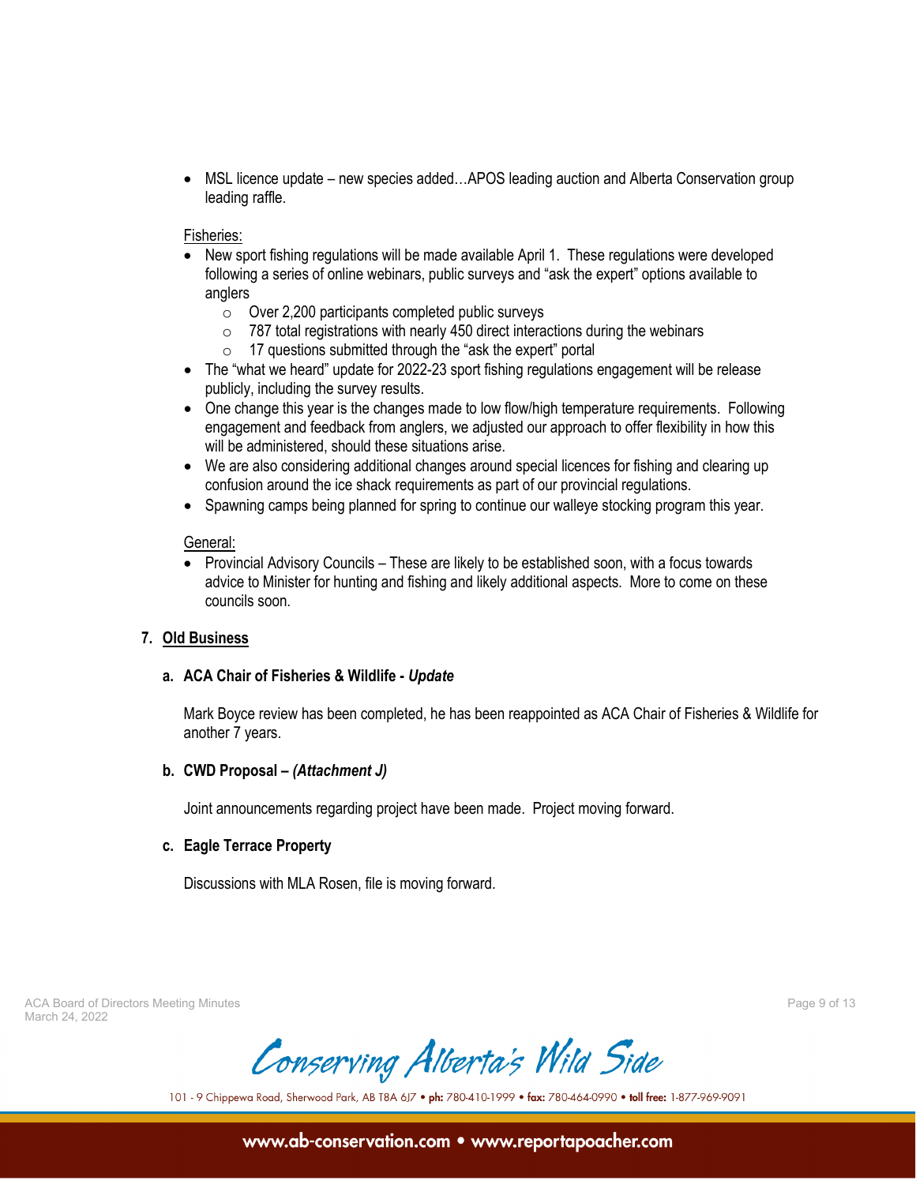- MSL licence update – new species added…APOS leading auction and Alberta Conservation group leading raffle.

Fisheries:

- New sport fishing regulations will be made available April 1. These regulations were developed following a series of online webinars, public surveys and "ask the expert" options available to anglers
    - Over 2,200 participants completed public surveys
    - 787 total registrations with nearly 450 direct interactions during the webinars
    - 17 questions submitted through the "ask the expert" portal
- The "what we heard" update for 2022-23 sport fishing regulations engagement will be release publicly, including the survey results.
- One change this year is the changes made to low flow/high temperature requirements. Following engagement and feedback from anglers, we adjusted our approach to offer flexibility in how this will be administered, should these situations arise.
- We are also considering additional changes around special licences for fishing and clearing up confusion around the ice shack requirements as part of our provincial regulations.
- Spawning camps being planned for spring to continue our walleye stocking program this year.

General:

- Provincial Advisory Councils – These are likely to be established soon, with a focus towards advice to Minister for hunting and fishing and likely additional aspects. More to come on these councils soon.

## 7. Old Business

### a. ACA Chair of Fisheries & Wildlife - *Update*

Mark Boyce review has been completed, he has been reappointed as ACA Chair of Fisheries & Wildlife for another 7 years.

### b. CWD Proposal – *(Attachment J)*

Joint announcements regarding project have been made. Project moving forward.

### c. Eagle Terrace Property

Discussions with MLA Rosen, file is moving forward.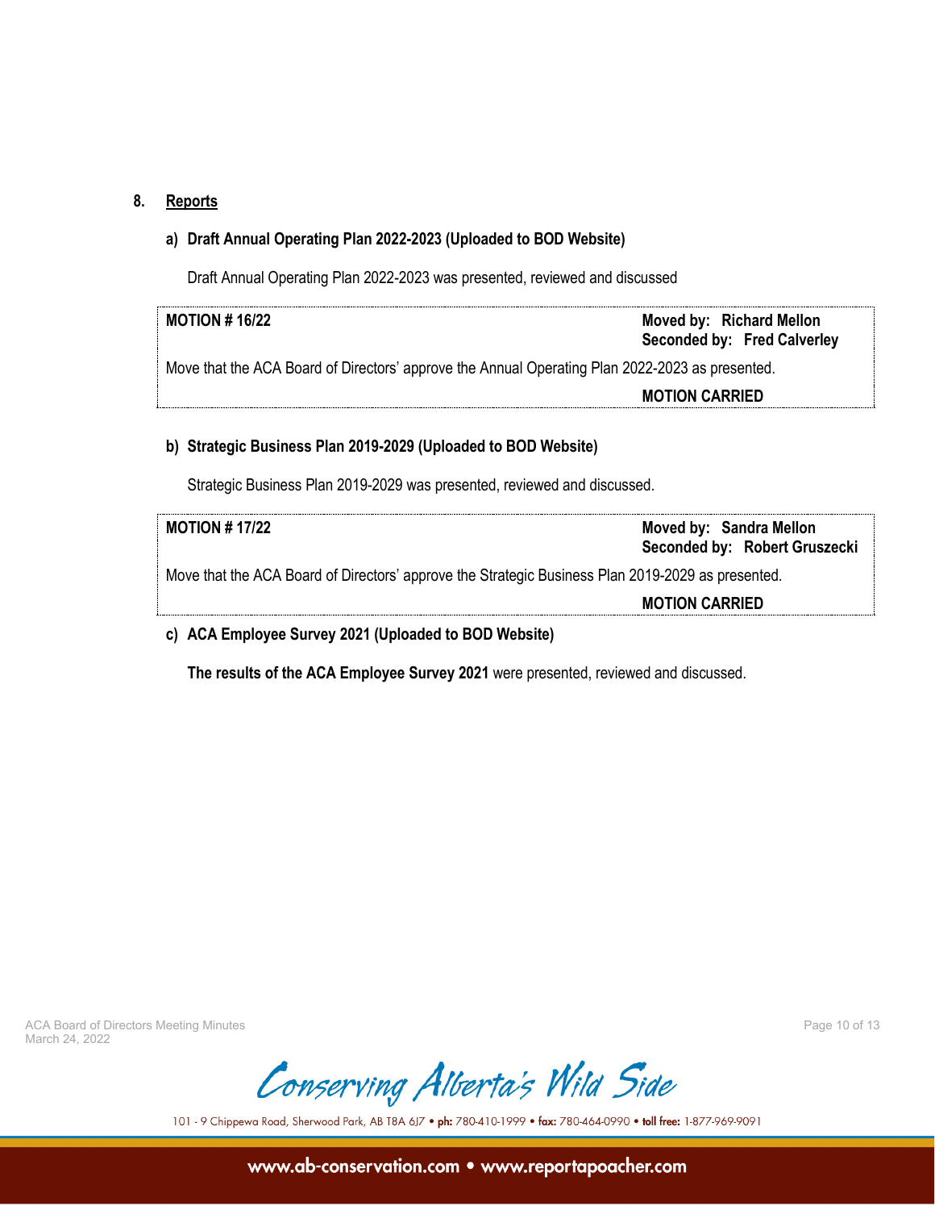## 8. Reports

### a) Draft Annual Operating Plan 2022-2023 (Uploaded to BOD Website)

Draft Annual Operating Plan 2022-2023 was presented, reviewed and discussed

**MOTION # 16/22**

**Moved by: Richard Mellon**
**Seconded by: Fred Calverley**

Move that the ACA Board of Directors' approve the Annual Operating Plan 2022-2023 as presented.

**MOTION CARRIED**

### b) Strategic Business Plan 2019-2029 (Uploaded to BOD Website)

Strategic Business Plan 2019-2029 was presented, reviewed and discussed.

**MOTION # 17/22**

**Moved by: Sandra Mellon**
**Seconded by: Robert Gruszecki**

Move that the ACA Board of Directors' approve the Strategic Business Plan 2019-2029 as presented.

**MOTION CARRIED**

### c) ACA Employee Survey 2021 (Uploaded to BOD Website)

**The results of the ACA Employee Survey 2021** were presented, reviewed and discussed.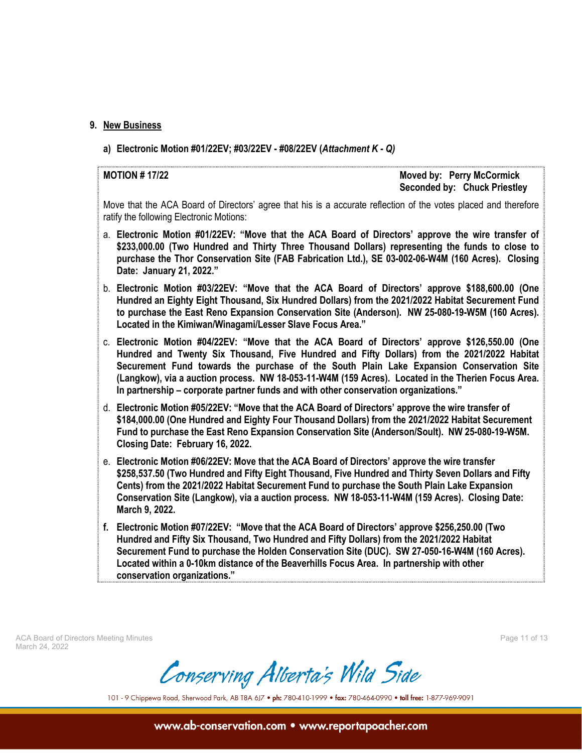## 9. New Business

**a) Electronic Motion #01/22EV; #03/22EV - #08/22EV (*Attachment K - Q)***

**MOTION # 17/22** — **Moved by: Perry McCormick**, **Seconded by: Chuck Priestley**

Move that the ACA Board of Directors' agree that his is a accurate reflection of the votes placed and therefore ratify the following Electronic Motions:

a. **Electronic Motion #01/22EV: "Move that the ACA Board of Directors' approve the wire transfer of $233,000.00 (Two Hundred and Thirty Three Thousand Dollars) representing the funds to close to purchase the Thor Conservation Site (FAB Fabrication Ltd.), SE 03-002-06-W4M (160 Acres). Closing Date: January 21, 2022."**

b. **Electronic Motion #03/22EV: "Move that the ACA Board of Directors' approve $188,600.00 (One Hundred an Eighty Eight Thousand, Six Hundred Dollars) from the 2021/2022 Habitat Securement Fund to purchase the East Reno Expansion Conservation Site (Anderson). NW 25-080-19-W5M (160 Acres). Located in the Kimiwan/Winagami/Lesser Slave Focus Area."**

c. **Electronic Motion #04/22EV: "Move that the ACA Board of Directors' approve $126,550.00 (One Hundred and Twenty Six Thousand, Five Hundred and Fifty Dollars) from the 2021/2022 Habitat Securement Fund towards the purchase of the South Plain Lake Expansion Conservation Site (Langkow), via a auction process. NW 18-053-11-W4M (159 Acres). Located in the Therien Focus Area. In partnership – corporate partner funds and with other conservation organizations."**

d. **Electronic Motion #05/22EV: "Move that the ACA Board of Directors' approve the wire transfer of $184,000.00 (One Hundred and Eighty Four Thousand Dollars) from the 2021/2022 Habitat Securement Fund to purchase the East Reno Expansion Conservation Site (Anderson/Soult). NW 25-080-19-W5M. Closing Date: February 16, 2022.**

e. **Electronic Motion #06/22EV: Move that the ACA Board of Directors' approve the wire transfer $258,537.50 (Two Hundred and Fifty Eight Thousand, Five Hundred and Thirty Seven Dollars and Fifty Cents) from the 2021/2022 Habitat Securement Fund to purchase the South Plain Lake Expansion Conservation Site (Langkow), via a auction process. NW 18-053-11-W4M (159 Acres). Closing Date: March 9, 2022.**

f. **Electronic Motion #07/22EV: "Move that the ACA Board of Directors' approve $256,250.00 (Two Hundred and Fifty Six Thousand, Two Hundred and Fifty Dollars) from the 2021/2022 Habitat Securement Fund to purchase the Holden Conservation Site (DUC). SW 27-050-16-W4M (160 Acres). Located within a 0-10km distance of the Beaverhills Focus Area. In partnership with other conservation organizations."**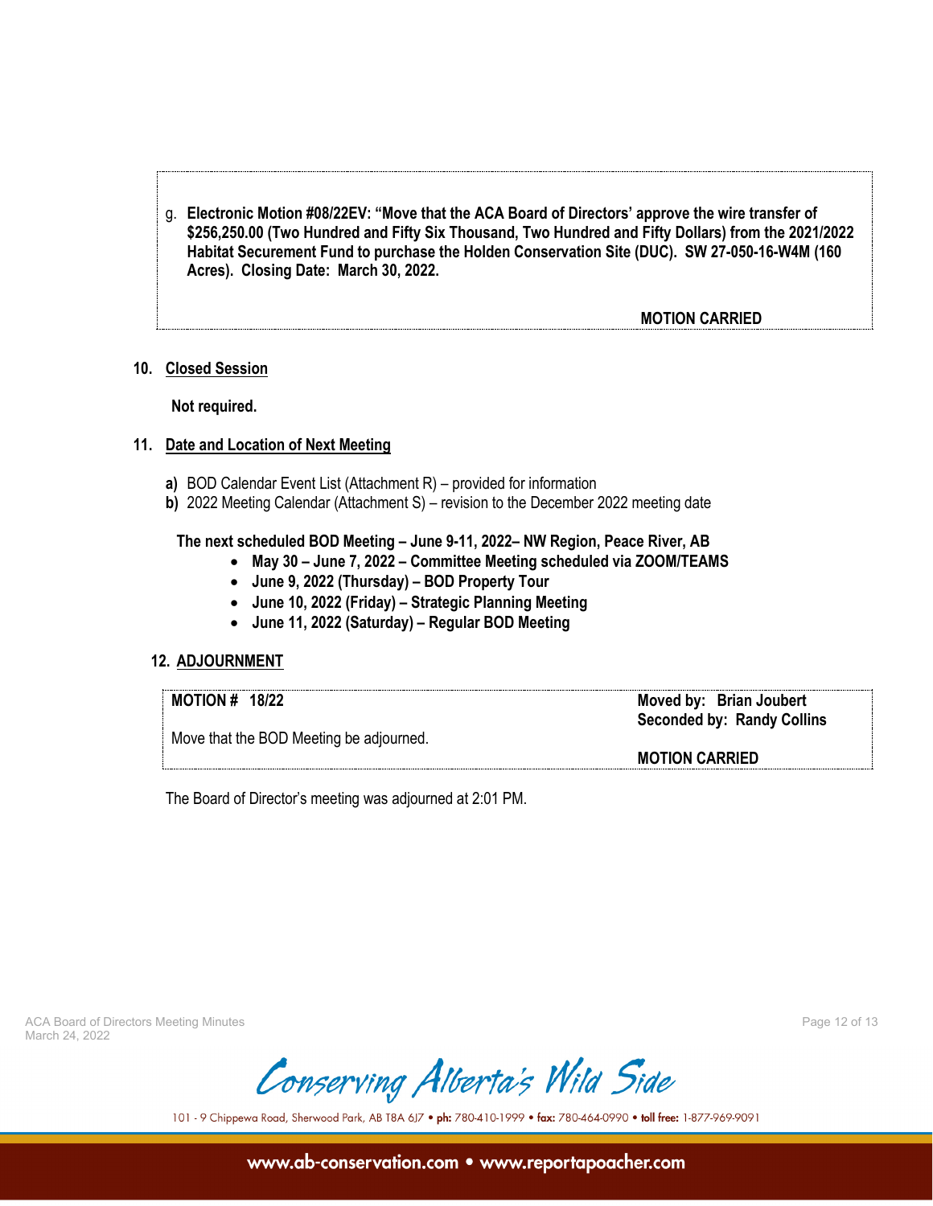g. **Electronic Motion #08/22EV: "Move that the ACA Board of Directors' approve the wire transfer of $256,250.00 (Two Hundred and Fifty Six Thousand, Two Hundred and Fifty Dollars) from the 2021/2022 Habitat Securement Fund to purchase the Holden Conservation Site (DUC). SW 27-050-16-W4M (160 Acres). Closing Date: March 30, 2022.**

**MOTION CARRIED**

**10. Closed Session**

**Not required.**

**11. Date and Location of Next Meeting**

**a)** BOD Calendar Event List (Attachment R) – provided for information
**b)** 2022 Meeting Calendar (Attachment S) – revision to the December 2022 meeting date

**The next scheduled BOD Meeting – June 9-11, 2022– NW Region, Peace River, AB**

- **May 30 – June 7, 2022 – Committee Meeting scheduled via ZOOM/TEAMS**
- **June 9, 2022 (Thursday) – BOD Property Tour**
- **June 10, 2022 (Friday) – Strategic Planning Meeting**
- **June 11, 2022 (Saturday) – Regular BOD Meeting**

**12. ADJOURNMENT**

**MOTION # 18/22**

**Moved by: Brian Joubert**
**Seconded by: Randy Collins**

Move that the BOD Meeting be adjourned.

**MOTION CARRIED**

The Board of Director's meeting was adjourned at 2:01 PM.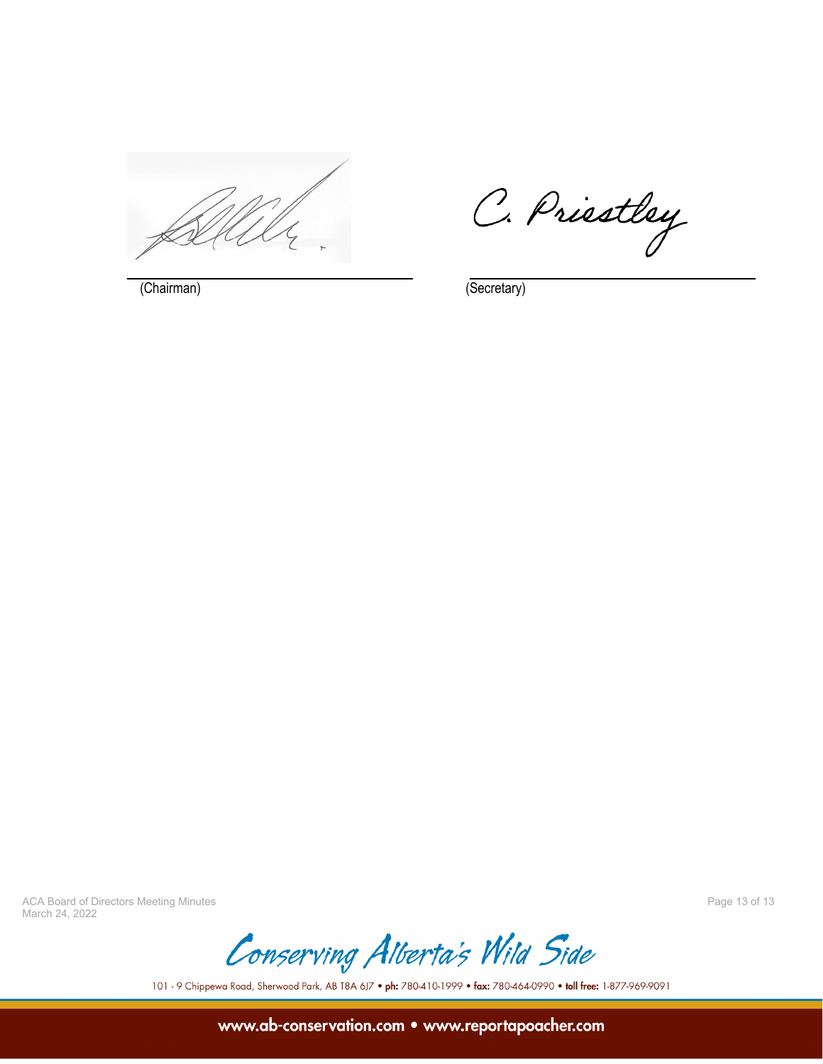C. Priestley

(Chairman) (Secretary)

Conserving Alberta's Wild Side

101 - 9 Chippewa Road, Sherwood Park, AB T8A 6J7 • **ph:** 780-410-1999 • **fax:** 780-464-0990 • **toll free:** 1-877-969-9091

**www.ab-conservation.com • www.reportapoacher.com**